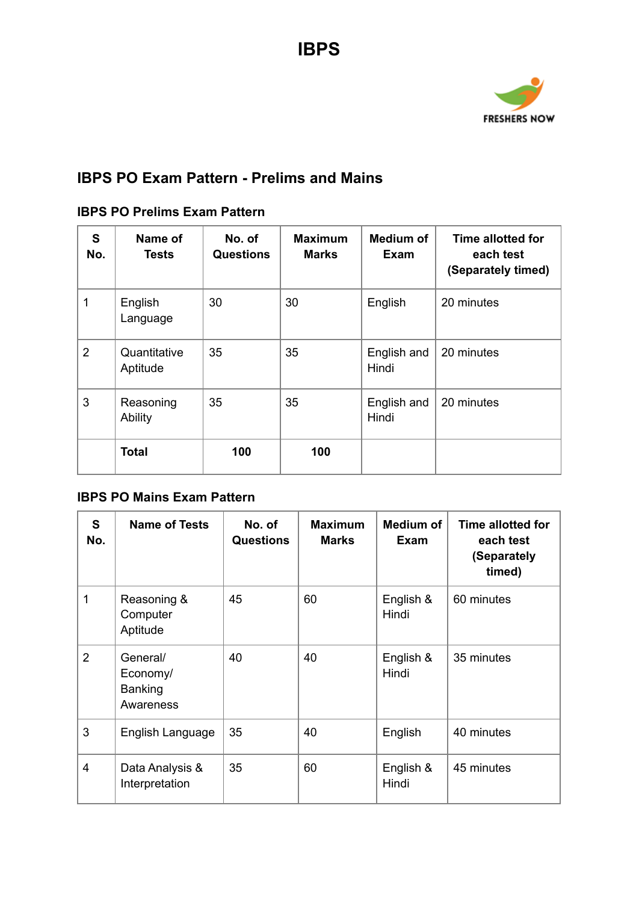# IBPS

## IBPS PO Exam Pattern - Prelims and Mains

### IBPS PO Prelims Exam Pattern

| S No. | Name of Tests | No. of Questions | Maximum Marks | Medium of Exam | Time allotted for each test (Separately timed) |
|---|---|---|---|---|---|
| 1 | English Language | 30 | 30 | English | 20 minutes |
| 2 | Quantitative Aptitude | 35 | 35 | English and Hindi | 20 minutes |
| 3 | Reasoning Ability | 35 | 35 | English and Hindi | 20 minutes |
| | **Total** | **100** | **100** | | |

### IBPS PO Mains Exam Pattern

| S No. | Name of Tests | No. of Questions | Maximum Marks | Medium of Exam | Time allotted for each test (Separately timed) |
|---|---|---|---|---|---|
| 1 | Reasoning & Computer Aptitude | 45 | 60 | English & Hindi | 60 minutes |
| 2 | General/ Economy/ Banking Awareness | 40 | 40 | English & Hindi | 35 minutes |
| 3 | English Language | 35 | 40 | English | 40 minutes |
| 4 | Data Analysis & Interpretation | 35 | 60 | English & Hindi | 45 minutes |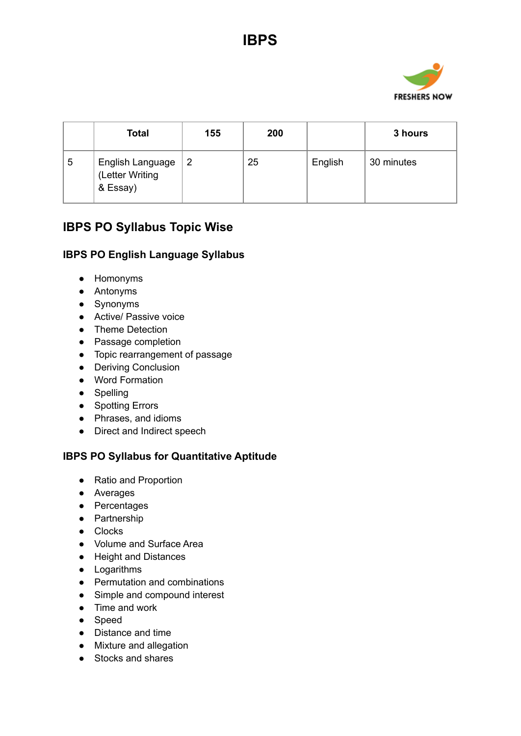# IBPS

|  | Total | 155 | 200 |  | 3 hours |
|---|---|---|---|---|---|
| 5 | English Language (Letter Writing & Essay) | 2 | 25 | English | 30 minutes |

## IBPS PO Syllabus Topic Wise

### IBPS PO English Language Syllabus

- Homonyms
- Antonyms
- Synonyms
- Active/ Passive voice
- Theme Detection
- Passage completion
- Topic rearrangement of passage
- Deriving Conclusion
- Word Formation
- Spelling
- Spotting Errors
- Phrases, and idioms
- Direct and Indirect speech

### IBPS PO Syllabus for Quantitative Aptitude

- Ratio and Proportion
- Averages
- Percentages
- Partnership
- Clocks
- Volume and Surface Area
- Height and Distances
- Logarithms
- Permutation and combinations
- Simple and compound interest
- Time and work
- Speed
- Distance and time
- Mixture and allegation
- Stocks and shares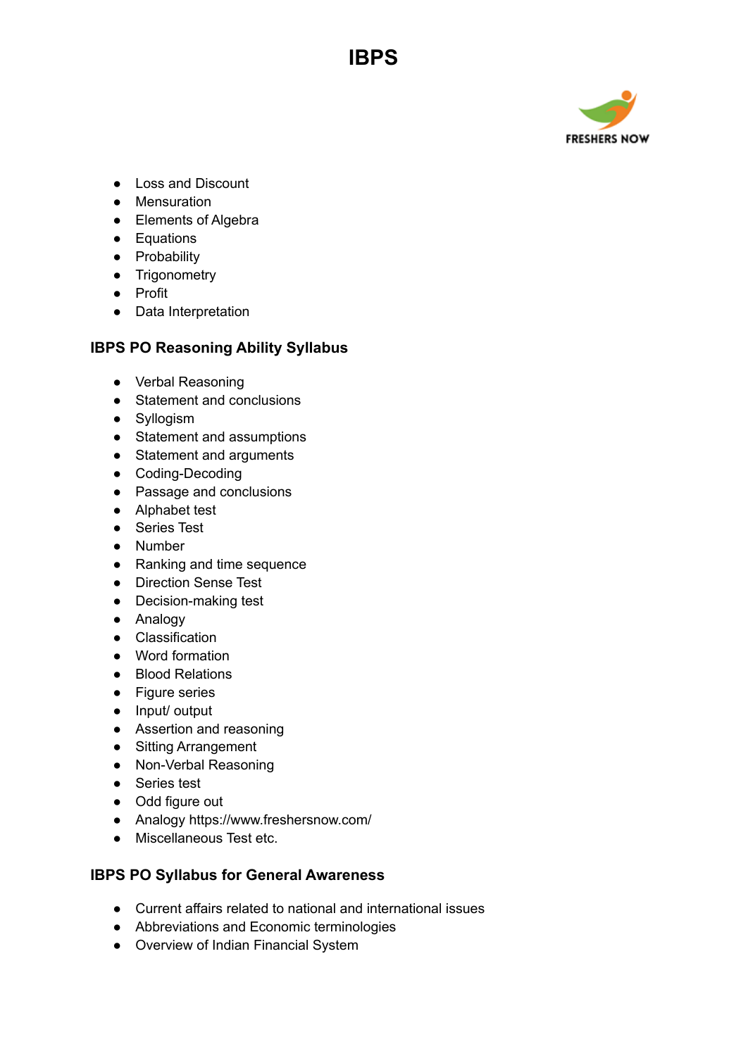- Loss and Discount
- Mensuration
- Elements of Algebra
- Equations
- Probability
- Trigonometry
- Profit
- Data Interpretation

### IBPS PO Reasoning Ability Syllabus

- Verbal Reasoning
- Statement and conclusions
- Syllogism
- Statement and assumptions
- Statement and arguments
- Coding-Decoding
- Passage and conclusions
- Alphabet test
- Series Test
- Number
- Ranking and time sequence
- Direction Sense Test
- Decision-making test
- Analogy
- Classification
- Word formation
- Blood Relations
- Figure series
- Input/ output
- Assertion and reasoning
- Sitting Arrangement
- Non-Verbal Reasoning
- Series test
- Odd figure out
- Analogy https://www.freshersnow.com/
- Miscellaneous Test etc.

### IBPS PO Syllabus for General Awareness

- Current affairs related to national and international issues
- Abbreviations and Economic terminologies
- Overview of Indian Financial System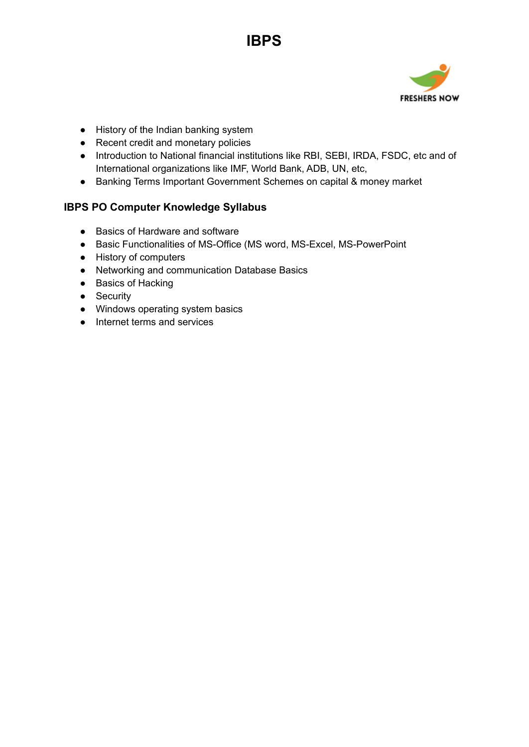- History of the Indian banking system
- Recent credit and monetary policies
- Introduction to National financial institutions like RBI, SEBI, IRDA, FSDC, etc and of International organizations like IMF, World Bank, ADB, UN, etc,
- Banking Terms Important Government Schemes on capital & money market

### IBPS PO Computer Knowledge Syllabus

- Basics of Hardware and software
- Basic Functionalities of MS-Office (MS word, MS-Excel, MS-PowerPoint
- History of computers
- Networking and communication Database Basics
- Basics of Hacking
- Security
- Windows operating system basics
- Internet terms and services